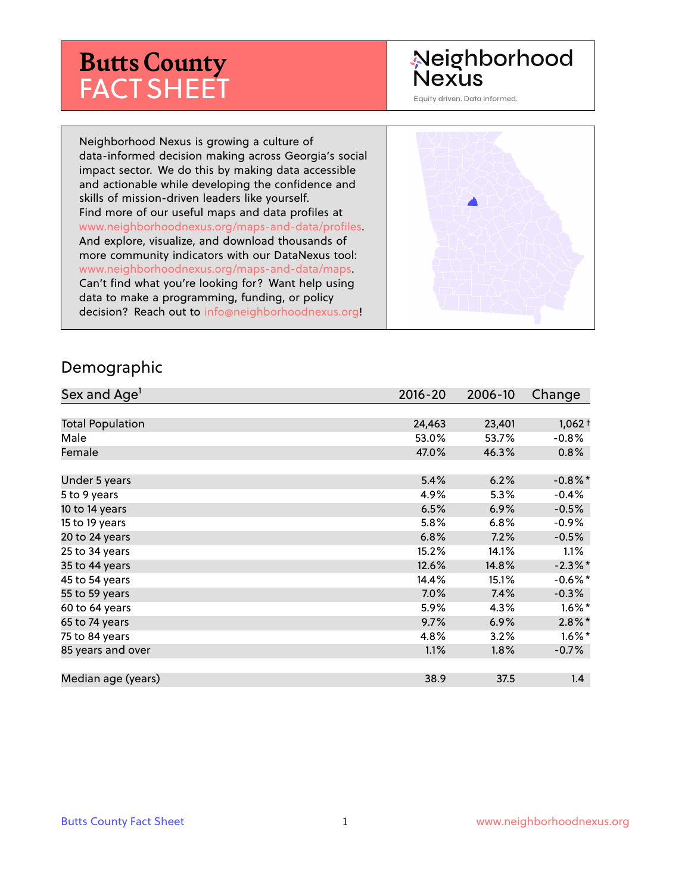# Butts County FACT SHEET

Neighborhood Nexus

Equity driven. Data informed.

Neighborhood Nexus is growing a culture of data-informed decision making across Georgia's social impact sector. We do this by making data accessible and actionable while developing the confidence and skills of mission-driven leaders like yourself. Find more of our useful maps and data profiles at www.neighborhoodnexus.org/maps-and-data/profiles. And explore, visualize, and download thousands of more community indicators with our DataNexus tool: www.neighborhoodnexus.org/maps-and-data/maps. Can't find what you're looking for? Want help using data to make a programming, funding, or policy decision? Reach out to info@neighborhoodnexus.org!

## Demographic

| Sex and Age[1] | 2016-20 | 2006-10 | Change |
|---|---|---|---|
| Total Population | 24,463 | 23,401 | 1,062 † |
| Male | 53.0% | 53.7% | -0.8% |
| Female | 47.0% | 46.3% | 0.8% |
| | | | |
| Under 5 years | 5.4% | 6.2% | -0.8% * |
| 5 to 9 years | 4.9% | 5.3% | -0.4% |
| 10 to 14 years | 6.5% | 6.9% | -0.5% |
| 15 to 19 years | 5.8% | 6.8% | -0.9% |
| 20 to 24 years | 6.8% | 7.2% | -0.5% |
| 25 to 34 years | 15.2% | 14.1% | 1.1% |
| 35 to 44 years | 12.6% | 14.8% | -2.3% * |
| 45 to 54 years | 14.4% | 15.1% | -0.6% * |
| 55 to 59 years | 7.0% | 7.4% | -0.3% |
| 60 to 64 years | 5.9% | 4.3% | 1.6% * |
| 65 to 74 years | 9.7% | 6.9% | 2.8% * |
| 75 to 84 years | 4.8% | 3.2% | 1.6% * |
| 85 years and over | 1.1% | 1.8% | -0.7% |
| | | | |
| Median age (years) | 38.9 | 37.5 | 1.4 |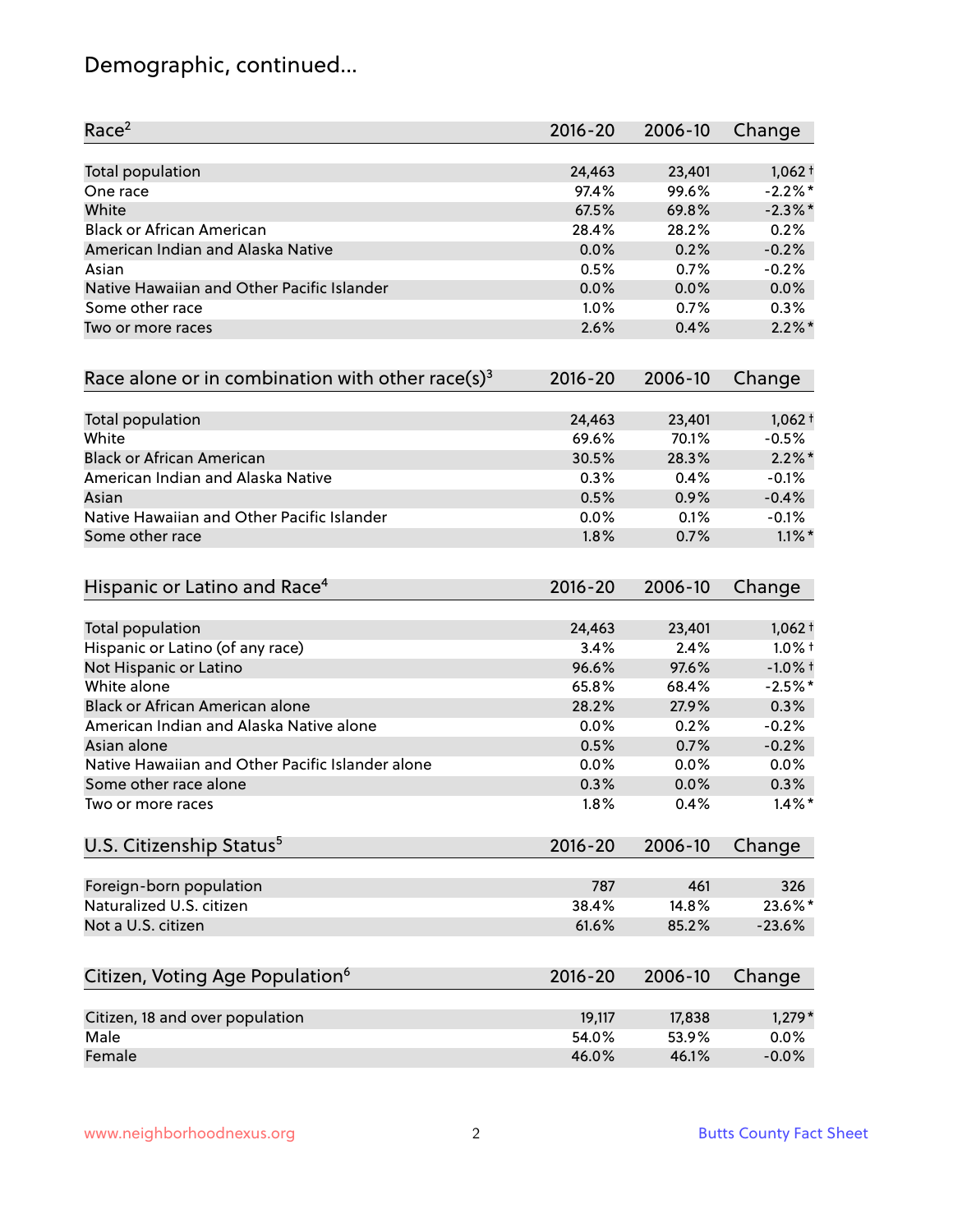# Demographic, continued...

| Race[2] | 2016-20 | 2006-10 | Change |
|---|---|---|---|
| Total population | 24,463 | 23,401 | 1,062 † |
| One race | 97.4% | 99.6% | -2.2% * |
| White | 67.5% | 69.8% | -2.3% * |
| Black or African American | 28.4% | 28.2% | 0.2% |
| American Indian and Alaska Native | 0.0% | 0.2% | -0.2% |
| Asian | 0.5% | 0.7% | -0.2% |
| Native Hawaiian and Other Pacific Islander | 0.0% | 0.0% | 0.0% |
| Some other race | 1.0% | 0.7% | 0.3% |
| Two or more races | 2.6% | 0.4% | 2.2% * |

| Race alone or in combination with other race(s)[3] | 2016-20 | 2006-10 | Change |
|---|---|---|---|
| Total population | 24,463 | 23,401 | 1,062 † |
| White | 69.6% | 70.1% | -0.5% |
| Black or African American | 30.5% | 28.3% | 2.2% * |
| American Indian and Alaska Native | 0.3% | 0.4% | -0.1% |
| Asian | 0.5% | 0.9% | -0.4% |
| Native Hawaiian and Other Pacific Islander | 0.0% | 0.1% | -0.1% |
| Some other race | 1.8% | 0.7% | 1.1% * |

| Hispanic or Latino and Race[4] | 2016-20 | 2006-10 | Change |
|---|---|---|---|
| Total population | 24,463 | 23,401 | 1,062 † |
| Hispanic or Latino (of any race) | 3.4% | 2.4% | 1.0% † |
| Not Hispanic or Latino | 96.6% | 97.6% | -1.0% † |
| White alone | 65.8% | 68.4% | -2.5% * |
| Black or African American alone | 28.2% | 27.9% | 0.3% |
| American Indian and Alaska Native alone | 0.0% | 0.2% | -0.2% |
| Asian alone | 0.5% | 0.7% | -0.2% |
| Native Hawaiian and Other Pacific Islander alone | 0.0% | 0.0% | 0.0% |
| Some other race alone | 0.3% | 0.0% | 0.3% |
| Two or more races | 1.8% | 0.4% | 1.4% * |

| U.S. Citizenship Status[5] | 2016-20 | 2006-10 | Change |
|---|---|---|---|
| Foreign-born population | 787 | 461 | 326 |
| Naturalized U.S. citizen | 38.4% | 14.8% | 23.6% * |
| Not a U.S. citizen | 61.6% | 85.2% | -23.6% |

| Citizen, Voting Age Population[6] | 2016-20 | 2006-10 | Change |
|---|---|---|---|
| Citizen, 18 and over population | 19,117 | 17,838 | 1,279 * |
| Male | 54.0% | 53.9% | 0.0% |
| Female | 46.0% | 46.1% | -0.0% |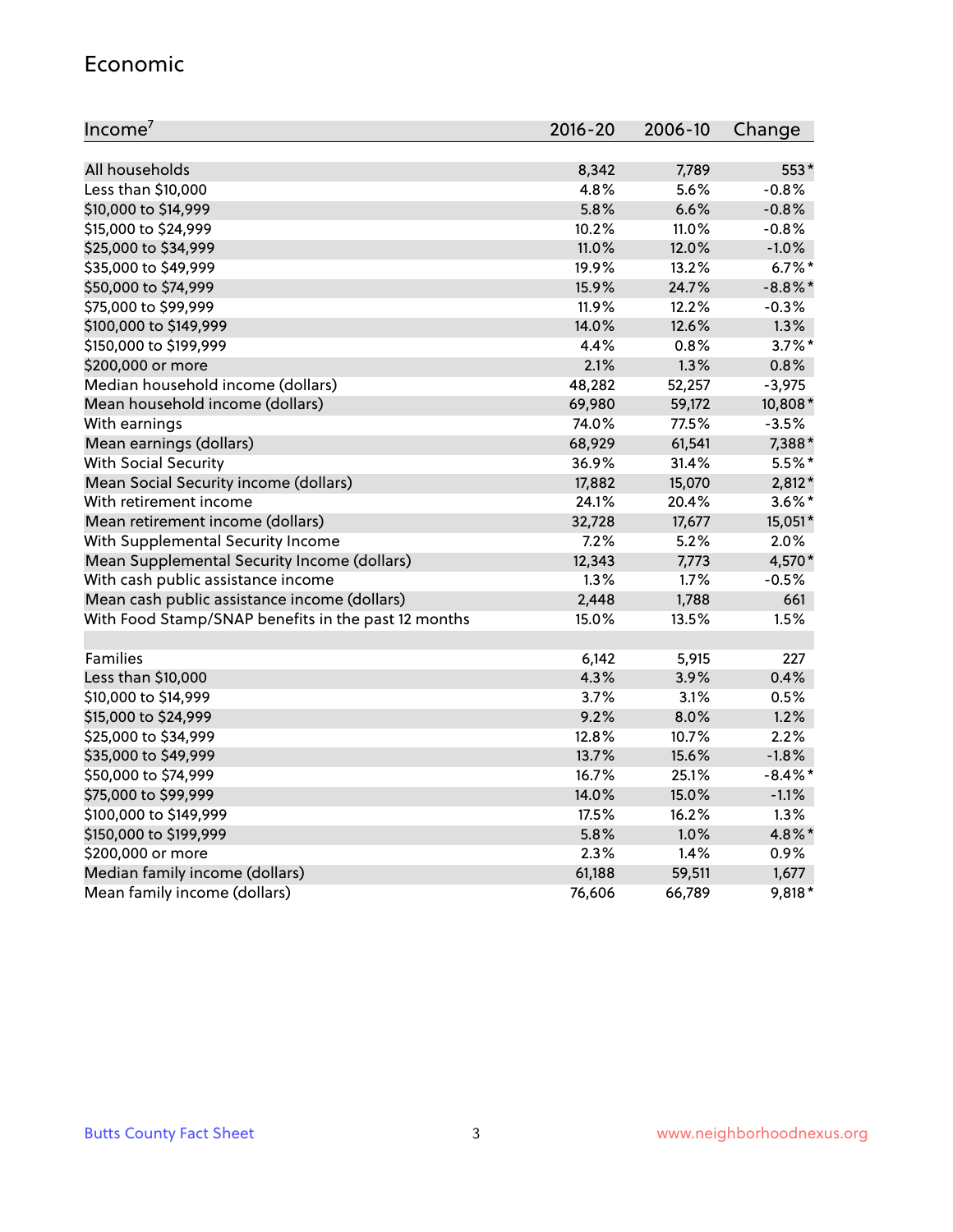## Economic

| Income[7] | 2016-20 | 2006-10 | Change |
| --- | --- | --- | --- |
| All households | 8,342 | 7,789 | 553* |
| Less than $10,000 | 4.8% | 5.6% | -0.8% |
| $10,000 to $14,999 | 5.8% | 6.6% | -0.8% |
| $15,000 to $24,999 | 10.2% | 11.0% | -0.8% |
| $25,000 to $34,999 | 11.0% | 12.0% | -1.0% |
| $35,000 to $49,999 | 19.9% | 13.2% | 6.7%* |
| $50,000 to $74,999 | 15.9% | 24.7% | -8.8%* |
| $75,000 to $99,999 | 11.9% | 12.2% | -0.3% |
| $100,000 to $149,999 | 14.0% | 12.6% | 1.3% |
| $150,000 to $199,999 | 4.4% | 0.8% | 3.7%* |
| $200,000 or more | 2.1% | 1.3% | 0.8% |
| Median household income (dollars) | 48,282 | 52,257 | -3,975 |
| Mean household income (dollars) | 69,980 | 59,172 | 10,808* |
| With earnings | 74.0% | 77.5% | -3.5% |
| Mean earnings (dollars) | 68,929 | 61,541 | 7,388* |
| With Social Security | 36.9% | 31.4% | 5.5%* |
| Mean Social Security income (dollars) | 17,882 | 15,070 | 2,812* |
| With retirement income | 24.1% | 20.4% | 3.6%* |
| Mean retirement income (dollars) | 32,728 | 17,677 | 15,051* |
| With Supplemental Security Income | 7.2% | 5.2% | 2.0% |
| Mean Supplemental Security Income (dollars) | 12,343 | 7,773 | 4,570* |
| With cash public assistance income | 1.3% | 1.7% | -0.5% |
| Mean cash public assistance income (dollars) | 2,448 | 1,788 | 661 |
| With Food Stamp/SNAP benefits in the past 12 months | 15.0% | 13.5% | 1.5% |
| | | | |
| Families | 6,142 | 5,915 | 227 |
| Less than $10,000 | 4.3% | 3.9% | 0.4% |
| $10,000 to $14,999 | 3.7% | 3.1% | 0.5% |
| $15,000 to $24,999 | 9.2% | 8.0% | 1.2% |
| $25,000 to $34,999 | 12.8% | 10.7% | 2.2% |
| $35,000 to $49,999 | 13.7% | 15.6% | -1.8% |
| $50,000 to $74,999 | 16.7% | 25.1% | -8.4%* |
| $75,000 to $99,999 | 14.0% | 15.0% | -1.1% |
| $100,000 to $149,999 | 17.5% | 16.2% | 1.3% |
| $150,000 to $199,999 | 5.8% | 1.0% | 4.8%* |
| $200,000 or more | 2.3% | 1.4% | 0.9% |
| Median family income (dollars) | 61,188 | 59,511 | 1,677 |
| Mean family income (dollars) | 76,606 | 66,789 | 9,818* |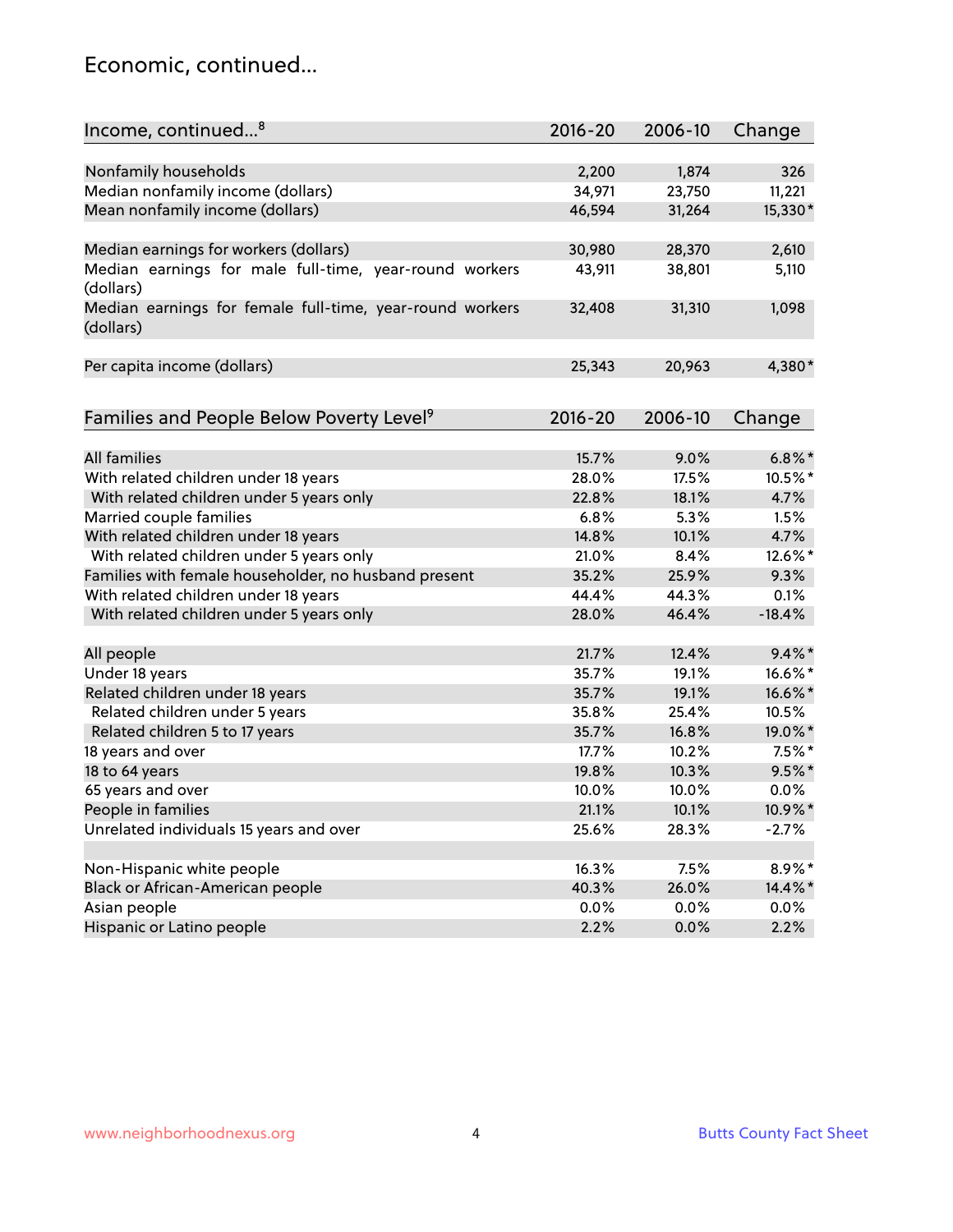# Economic, continued...

| Income, continued...[8] | 2016-20 | 2006-10 | Change |
|---|---|---|---|
| Nonfamily households | 2,200 | 1,874 | 326 |
| Median nonfamily income (dollars) | 34,971 | 23,750 | 11,221 |
| Mean nonfamily income (dollars) | 46,594 | 31,264 | 15,330* |
| Median earnings for workers (dollars) | 30,980 | 28,370 | 2,610 |
| Median earnings for male full-time, year-round workers (dollars) | 43,911 | 38,801 | 5,110 |
| Median earnings for female full-time, year-round workers (dollars) | 32,408 | 31,310 | 1,098 |
| Per capita income (dollars) | 25,343 | 20,963 | 4,380* |

| Families and People Below Poverty Level[9] | 2016-20 | 2006-10 | Change |
|---|---|---|---|
| All families | 15.7% | 9.0% | 6.8%* |
| With related children under 18 years | 28.0% | 17.5% | 10.5%* |
| With related children under 5 years only | 22.8% | 18.1% | 4.7% |
| Married couple families | 6.8% | 5.3% | 1.5% |
| With related children under 18 years | 14.8% | 10.1% | 4.7% |
| With related children under 5 years only | 21.0% | 8.4% | 12.6%* |
| Families with female householder, no husband present | 35.2% | 25.9% | 9.3% |
| With related children under 18 years | 44.4% | 44.3% | 0.1% |
| With related children under 5 years only | 28.0% | 46.4% | -18.4% |
| All people | 21.7% | 12.4% | 9.4%* |
| Under 18 years | 35.7% | 19.1% | 16.6%* |
| Related children under 18 years | 35.7% | 19.1% | 16.6%* |
| Related children under 5 years | 35.8% | 25.4% | 10.5% |
| Related children 5 to 17 years | 35.7% | 16.8% | 19.0%* |
| 18 years and over | 17.7% | 10.2% | 7.5%* |
| 18 to 64 years | 19.8% | 10.3% | 9.5%* |
| 65 years and over | 10.0% | 10.0% | 0.0% |
| People in families | 21.1% | 10.1% | 10.9%* |
| Unrelated individuals 15 years and over | 25.6% | 28.3% | -2.7% |
| Non-Hispanic white people | 16.3% | 7.5% | 8.9%* |
| Black or African-American people | 40.3% | 26.0% | 14.4%* |
| Asian people | 0.0% | 0.0% | 0.0% |
| Hispanic or Latino people | 2.2% | 0.0% | 2.2% |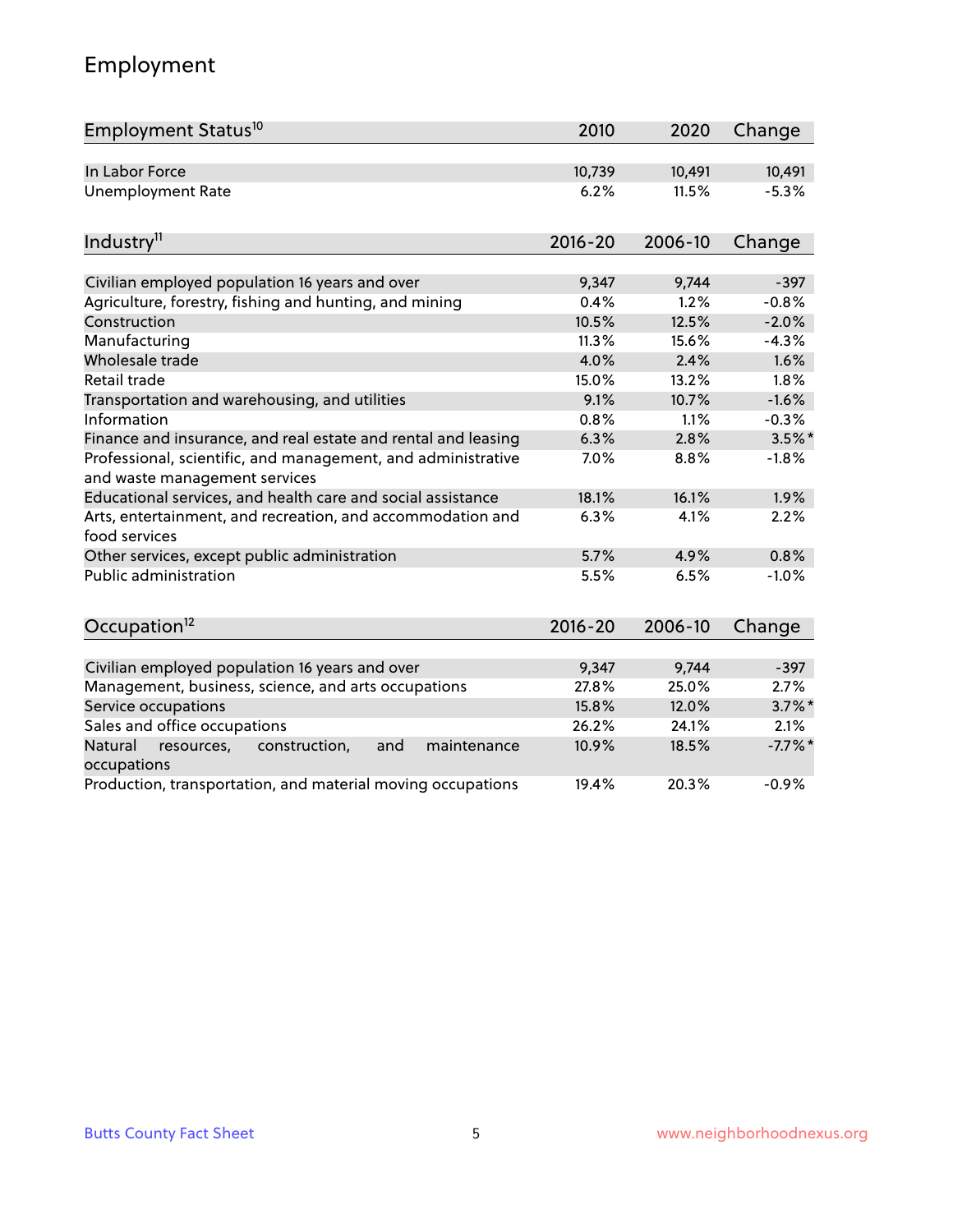## Employment

| Employment Status[10] | 2010 | 2020 | Change |
|---|---|---|---|
| In Labor Force | 10,739 | 10,491 | 10,491 |
| Unemployment Rate | 6.2% | 11.5% | -5.3% |

| Industry[11] | 2016-20 | 2006-10 | Change |
|---|---|---|---|
| Civilian employed population 16 years and over | 9,347 | 9,744 | -397 |
| Agriculture, forestry, fishing and hunting, and mining | 0.4% | 1.2% | -0.8% |
| Construction | 10.5% | 12.5% | -2.0% |
| Manufacturing | 11.3% | 15.6% | -4.3% |
| Wholesale trade | 4.0% | 2.4% | 1.6% |
| Retail trade | 15.0% | 13.2% | 1.8% |
| Transportation and warehousing, and utilities | 9.1% | 10.7% | -1.6% |
| Information | 0.8% | 1.1% | -0.3% |
| Finance and insurance, and real estate and rental and leasing | 6.3% | 2.8% | 3.5%* |
| Professional, scientific, and management, and administrative and waste management services | 7.0% | 8.8% | -1.8% |
| Educational services, and health care and social assistance | 18.1% | 16.1% | 1.9% |
| Arts, entertainment, and recreation, and accommodation and food services | 6.3% | 4.1% | 2.2% |
| Other services, except public administration | 5.7% | 4.9% | 0.8% |
| Public administration | 5.5% | 6.5% | -1.0% |

| Occupation[12] | 2016-20 | 2006-10 | Change |
|---|---|---|---|
| Civilian employed population 16 years and over | 9,347 | 9,744 | -397 |
| Management, business, science, and arts occupations | 27.8% | 25.0% | 2.7% |
| Service occupations | 15.8% | 12.0% | 3.7%* |
| Sales and office occupations | 26.2% | 24.1% | 2.1% |
| Natural resources, construction, and maintenance occupations | 10.9% | 18.5% | -7.7%* |
| Production, transportation, and material moving occupations | 19.4% | 20.3% | -0.9% |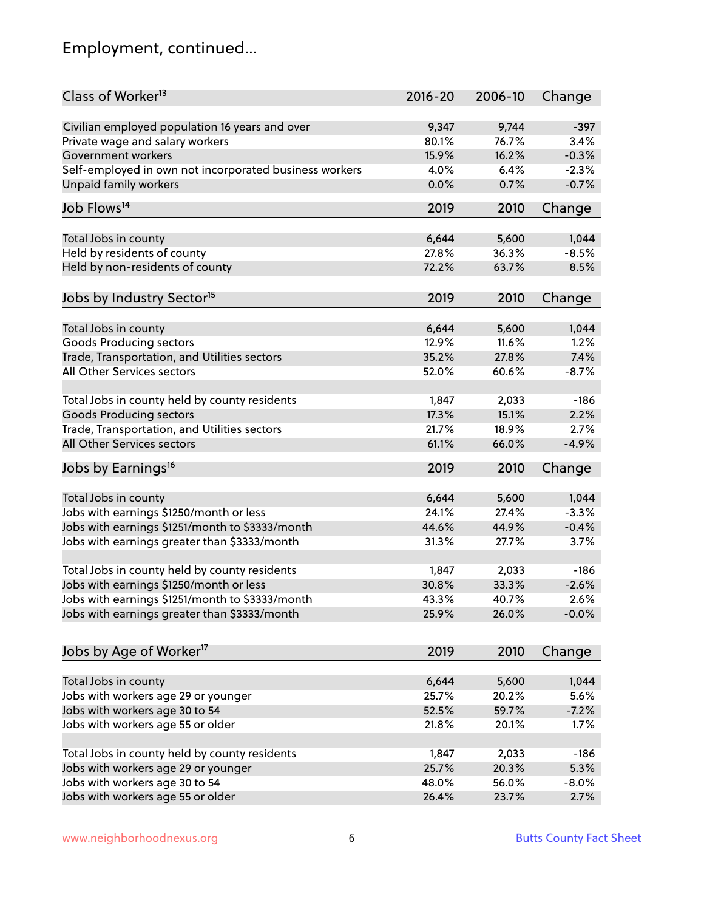# Employment, continued...

| Class of Worker[13] | 2016-20 | 2006-10 | Change |
|---|---|---|---|
| Civilian employed population 16 years and over | 9,347 | 9,744 | -397 |
| Private wage and salary workers | 80.1% | 76.7% | 3.4% |
| Government workers | 15.9% | 16.2% | -0.3% |
| Self-employed in own not incorporated business workers | 4.0% | 6.4% | -2.3% |
| Unpaid family workers | 0.0% | 0.7% | -0.7% |

| Job Flows[14] | 2019 | 2010 | Change |
|---|---|---|---|
| Total Jobs in county | 6,644 | 5,600 | 1,044 |
| Held by residents of county | 27.8% | 36.3% | -8.5% |
| Held by non-residents of county | 72.2% | 63.7% | 8.5% |

| Jobs by Industry Sector[15] | 2019 | 2010 | Change |
|---|---|---|---|
| Total Jobs in county | 6,644 | 5,600 | 1,044 |
| Goods Producing sectors | 12.9% | 11.6% | 1.2% |
| Trade, Transportation, and Utilities sectors | 35.2% | 27.8% | 7.4% |
| All Other Services sectors | 52.0% | 60.6% | -8.7% |
| | | | |
| Total Jobs in county held by county residents | 1,847 | 2,033 | -186 |
| Goods Producing sectors | 17.3% | 15.1% | 2.2% |
| Trade, Transportation, and Utilities sectors | 21.7% | 18.9% | 2.7% |
| All Other Services sectors | 61.1% | 66.0% | -4.9% |

| Jobs by Earnings[16] | 2019 | 2010 | Change |
|---|---|---|---|
| Total Jobs in county | 6,644 | 5,600 | 1,044 |
| Jobs with earnings $1250/month or less | 24.1% | 27.4% | -3.3% |
| Jobs with earnings $1251/month to $3333/month | 44.6% | 44.9% | -0.4% |
| Jobs with earnings greater than $3333/month | 31.3% | 27.7% | 3.7% |
| | | | |
| Total Jobs in county held by county residents | 1,847 | 2,033 | -186 |
| Jobs with earnings $1250/month or less | 30.8% | 33.3% | -2.6% |
| Jobs with earnings $1251/month to $3333/month | 43.3% | 40.7% | 2.6% |
| Jobs with earnings greater than $3333/month | 25.9% | 26.0% | -0.0% |

| Jobs by Age of Worker[17] | 2019 | 2010 | Change |
|---|---|---|---|
| Total Jobs in county | 6,644 | 5,600 | 1,044 |
| Jobs with workers age 29 or younger | 25.7% | 20.2% | 5.6% |
| Jobs with workers age 30 to 54 | 52.5% | 59.7% | -7.2% |
| Jobs with workers age 55 or older | 21.8% | 20.1% | 1.7% |
| | | | |
| Total Jobs in county held by county residents | 1,847 | 2,033 | -186 |
| Jobs with workers age 29 or younger | 25.7% | 20.3% | 5.3% |
| Jobs with workers age 30 to 54 | 48.0% | 56.0% | -8.0% |
| Jobs with workers age 55 or older | 26.4% | 23.7% | 2.7% |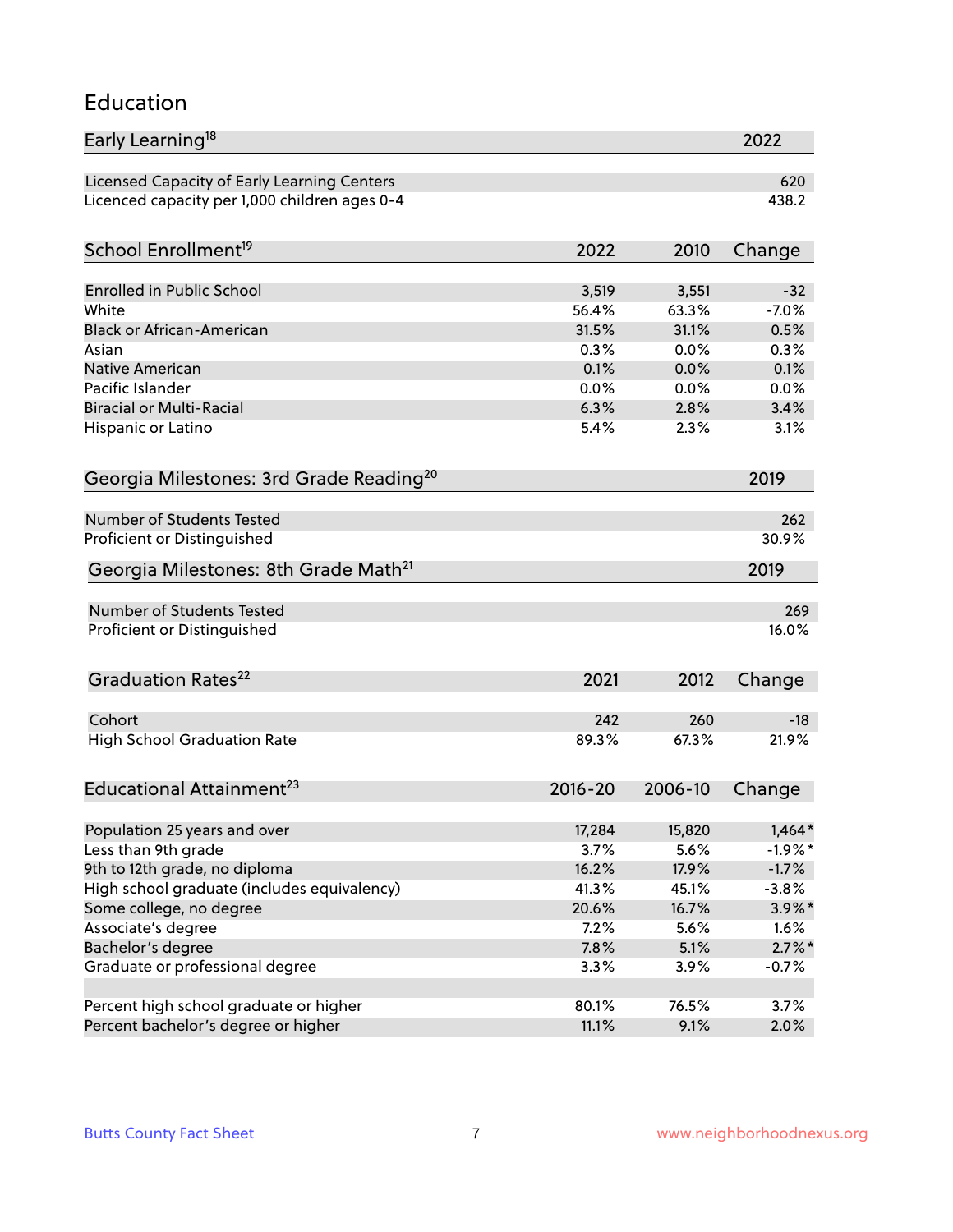# Education

| Early Learning[18] | 2022 |
|---|---|
| Licensed Capacity of Early Learning Centers | 620 |
| Licenced capacity per 1,000 children ages 0-4 | 438.2 |

| School Enrollment[19] | 2022 | 2010 | Change |
|---|---|---|---|
| Enrolled in Public School | 3,519 | 3,551 | -32 |
| White | 56.4% | 63.3% | -7.0% |
| Black or African-American | 31.5% | 31.1% | 0.5% |
| Asian | 0.3% | 0.0% | 0.3% |
| Native American | 0.1% | 0.0% | 0.1% |
| Pacific Islander | 0.0% | 0.0% | 0.0% |
| Biracial or Multi-Racial | 6.3% | 2.8% | 3.4% |
| Hispanic or Latino | 5.4% | 2.3% | 3.1% |

| Georgia Milestones: 3rd Grade Reading[20] | 2019 |
|---|---|
| Number of Students Tested | 262 |
| Proficient or Distinguished | 30.9% |

| Georgia Milestones: 8th Grade Math[21] | 2019 |
|---|---|
| Number of Students Tested | 269 |
| Proficient or Distinguished | 16.0% |

| Graduation Rates[22] | 2021 | 2012 | Change |
|---|---|---|---|
| Cohort | 242 | 260 | -18 |
| High School Graduation Rate | 89.3% | 67.3% | 21.9% |

| Educational Attainment[23] | 2016-20 | 2006-10 | Change |
|---|---|---|---|
| Population 25 years and over | 17,284 | 15,820 | 1,464* |
| Less than 9th grade | 3.7% | 5.6% | -1.9%* |
| 9th to 12th grade, no diploma | 16.2% | 17.9% | -1.7% |
| High school graduate (includes equivalency) | 41.3% | 45.1% | -3.8% |
| Some college, no degree | 20.6% | 16.7% | 3.9%* |
| Associate's degree | 7.2% | 5.6% | 1.6% |
| Bachelor's degree | 7.8% | 5.1% | 2.7%* |
| Graduate or professional degree | 3.3% | 3.9% | -0.7% |
| | | | |
| Percent high school graduate or higher | 80.1% | 76.5% | 3.7% |
| Percent bachelor's degree or higher | 11.1% | 9.1% | 2.0% |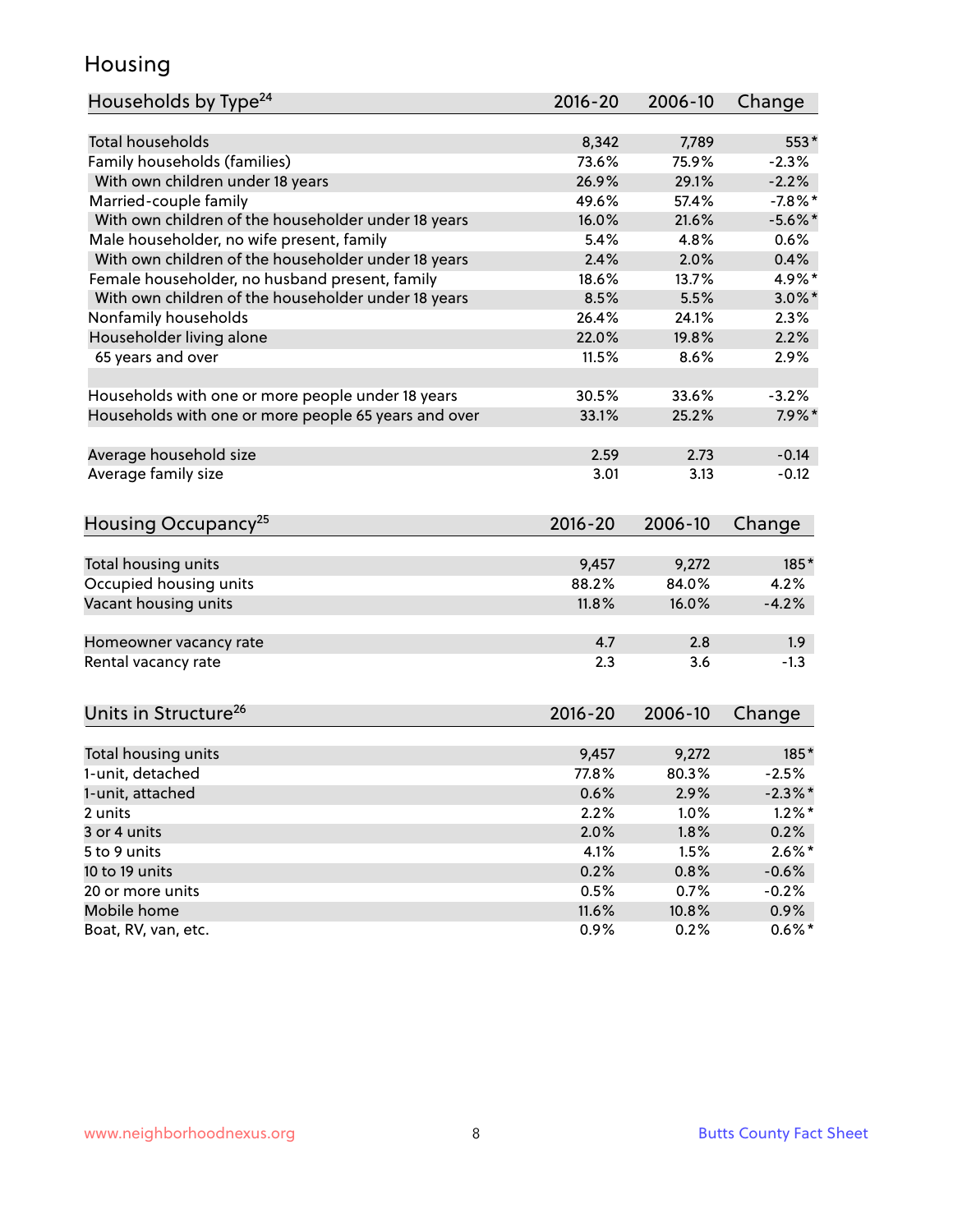# Housing

| Households by Type[24] | 2016-20 | 2006-10 | Change |
|---|---|---|---|
| Total households | 8,342 | 7,789 | 553* |
| Family households (families) | 73.6% | 75.9% | -2.3% |
| With own children under 18 years | 26.9% | 29.1% | -2.2% |
| Married-couple family | 49.6% | 57.4% | -7.8%* |
| With own children of the householder under 18 years | 16.0% | 21.6% | -5.6%* |
| Male householder, no wife present, family | 5.4% | 4.8% | 0.6% |
| With own children of the householder under 18 years | 2.4% | 2.0% | 0.4% |
| Female householder, no husband present, family | 18.6% | 13.7% | 4.9%* |
| With own children of the householder under 18 years | 8.5% | 5.5% | 3.0%* |
| Nonfamily households | 26.4% | 24.1% | 2.3% |
| Householder living alone | 22.0% | 19.8% | 2.2% |
| 65 years and over | 11.5% | 8.6% | 2.9% |
| | | | |
| Households with one or more people under 18 years | 30.5% | 33.6% | -3.2% |
| Households with one or more people 65 years and over | 33.1% | 25.2% | 7.9%* |
| | | | |
| Average household size | 2.59 | 2.73 | -0.14 |
| Average family size | 3.01 | 3.13 | -0.12 |

| Housing Occupancy[25] | 2016-20 | 2006-10 | Change |
|---|---|---|---|
| Total housing units | 9,457 | 9,272 | 185* |
| Occupied housing units | 88.2% | 84.0% | 4.2% |
| Vacant housing units | 11.8% | 16.0% | -4.2% |
| | | | |
| Homeowner vacancy rate | 4.7 | 2.8 | 1.9 |
| Rental vacancy rate | 2.3 | 3.6 | -1.3 |

| Units in Structure[26] | 2016-20 | 2006-10 | Change |
|---|---|---|---|
| Total housing units | 9,457 | 9,272 | 185* |
| 1-unit, detached | 77.8% | 80.3% | -2.5% |
| 1-unit, attached | 0.6% | 2.9% | -2.3%* |
| 2 units | 2.2% | 1.0% | 1.2%* |
| 3 or 4 units | 2.0% | 1.8% | 0.2% |
| 5 to 9 units | 4.1% | 1.5% | 2.6%* |
| 10 to 19 units | 0.2% | 0.8% | -0.6% |
| 20 or more units | 0.5% | 0.7% | -0.2% |
| Mobile home | 11.6% | 10.8% | 0.9% |
| Boat, RV, van, etc. | 0.9% | 0.2% | 0.6%* |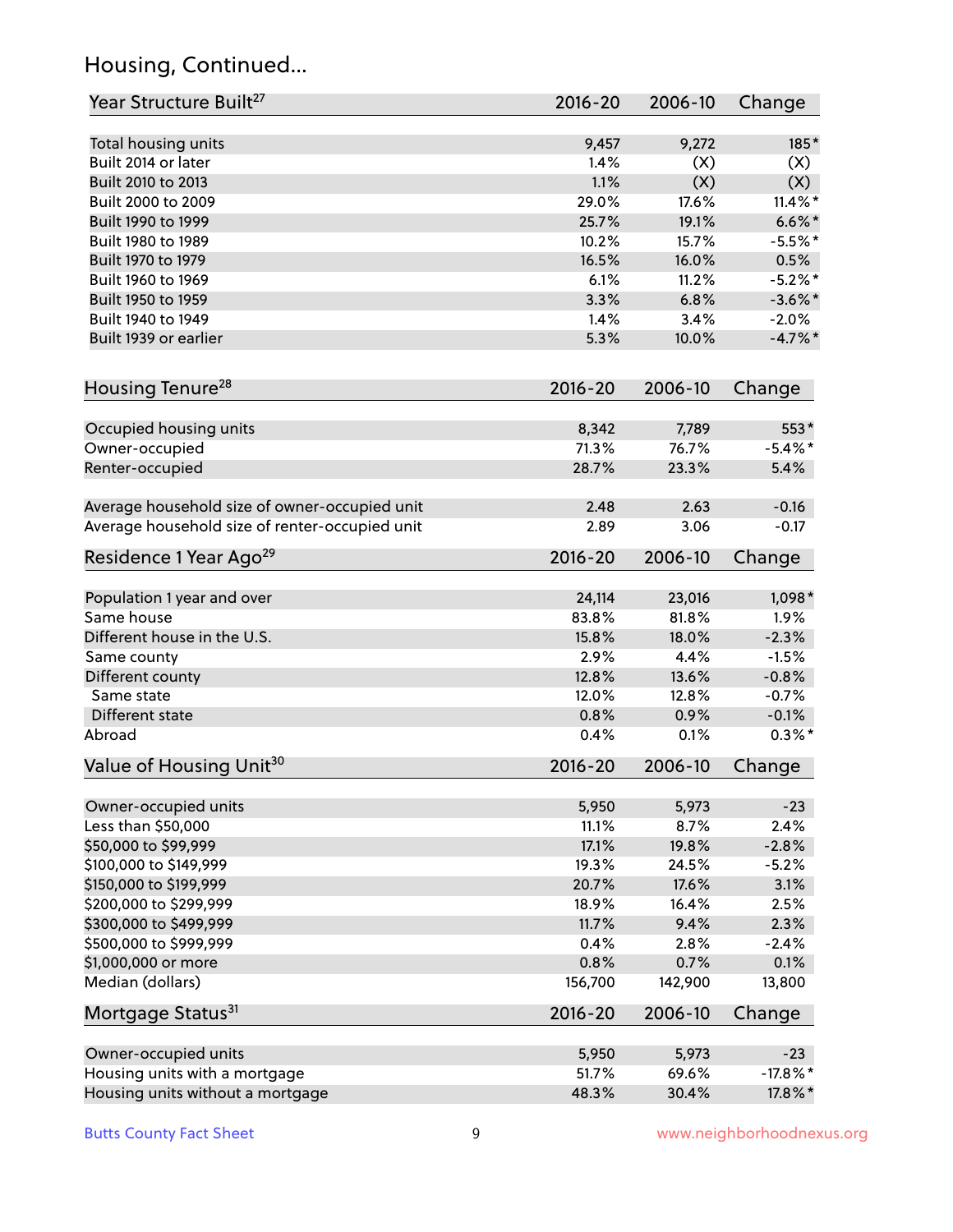## Housing, Continued...

| Year Structure Built[27] | 2016-20 | 2006-10 | Change |
|---|---|---|---|
| Total housing units | 9,457 | 9,272 | 185* |
| Built 2014 or later | 1.4% | (X) | (X) |
| Built 2010 to 2013 | 1.1% | (X) | (X) |
| Built 2000 to 2009 | 29.0% | 17.6% | 11.4%* |
| Built 1990 to 1999 | 25.7% | 19.1% | 6.6%* |
| Built 1980 to 1989 | 10.2% | 15.7% | -5.5%* |
| Built 1970 to 1979 | 16.5% | 16.0% | 0.5% |
| Built 1960 to 1969 | 6.1% | 11.2% | -5.2%* |
| Built 1950 to 1959 | 3.3% | 6.8% | -3.6%* |
| Built 1940 to 1949 | 1.4% | 3.4% | -2.0% |
| Built 1939 or earlier | 5.3% | 10.0% | -4.7%* |

| Housing Tenure[28] | 2016-20 | 2006-10 | Change |
|---|---|---|---|
| Occupied housing units | 8,342 | 7,789 | 553* |
| Owner-occupied | 71.3% | 76.7% | -5.4%* |
| Renter-occupied | 28.7% | 23.3% | 5.4% |
| Average household size of owner-occupied unit | 2.48 | 2.63 | -0.16 |
| Average household size of renter-occupied unit | 2.89 | 3.06 | -0.17 |

| Residence 1 Year Ago[29] | 2016-20 | 2006-10 | Change |
|---|---|---|---|
| Population 1 year and over | 24,114 | 23,016 | 1,098* |
| Same house | 83.8% | 81.8% | 1.9% |
| Different house in the U.S. | 15.8% | 18.0% | -2.3% |
| Same county | 2.9% | 4.4% | -1.5% |
| Different county | 12.8% | 13.6% | -0.8% |
| Same state | 12.0% | 12.8% | -0.7% |
| Different state | 0.8% | 0.9% | -0.1% |
| Abroad | 0.4% | 0.1% | 0.3%* |

| Value of Housing Unit[30] | 2016-20 | 2006-10 | Change |
|---|---|---|---|
| Owner-occupied units | 5,950 | 5,973 | -23 |
| Less than $50,000 | 11.1% | 8.7% | 2.4% |
| $50,000 to $99,999 | 17.1% | 19.8% | -2.8% |
| $100,000 to $149,999 | 19.3% | 24.5% | -5.2% |
| $150,000 to $199,999 | 20.7% | 17.6% | 3.1% |
| $200,000 to $299,999 | 18.9% | 16.4% | 2.5% |
| $300,000 to $499,999 | 11.7% | 9.4% | 2.3% |
| $500,000 to $999,999 | 0.4% | 2.8% | -2.4% |
| $1,000,000 or more | 0.8% | 0.7% | 0.1% |
| Median (dollars) | 156,700 | 142,900 | 13,800 |

| Mortgage Status[31] | 2016-20 | 2006-10 | Change |
|---|---|---|---|
| Owner-occupied units | 5,950 | 5,973 | -23 |
| Housing units with a mortgage | 51.7% | 69.6% | -17.8%* |
| Housing units without a mortgage | 48.3% | 30.4% | 17.8%* |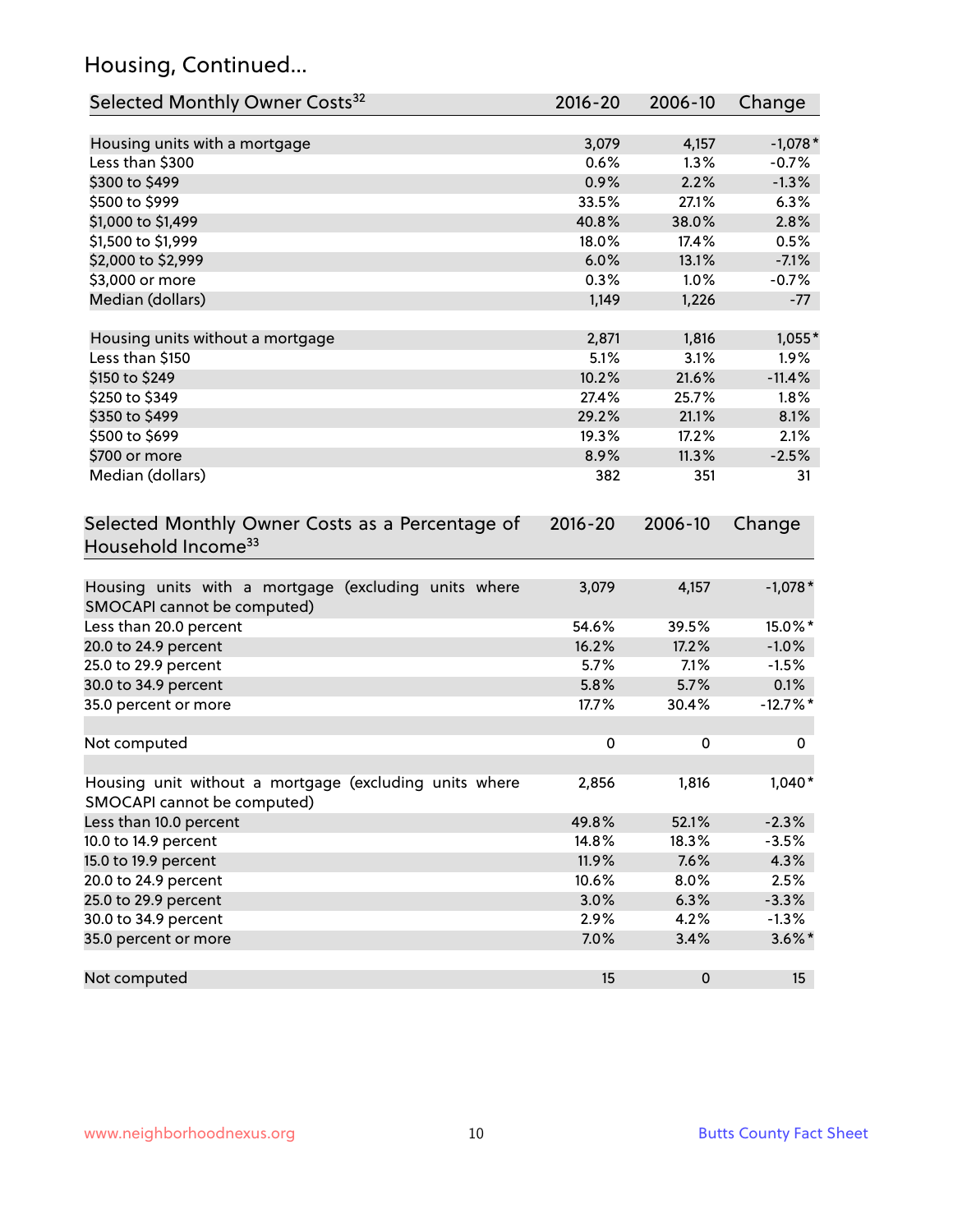## Housing, Continued...

| Selected Monthly Owner Costs[32] | 2016-20 | 2006-10 | Change |
|---|---|---|---|
| Housing units with a mortgage | 3,079 | 4,157 | -1,078* |
| Less than $300 | 0.6% | 1.3% | -0.7% |
| $300 to $499 | 0.9% | 2.2% | -1.3% |
| $500 to $999 | 33.5% | 27.1% | 6.3% |
| $1,000 to $1,499 | 40.8% | 38.0% | 2.8% |
| $1,500 to $1,999 | 18.0% | 17.4% | 0.5% |
| $2,000 to $2,999 | 6.0% | 13.1% | -7.1% |
| $3,000 or more | 0.3% | 1.0% | -0.7% |
| Median (dollars) | 1,149 | 1,226 | -77 |
| | | | |
| Housing units without a mortgage | 2,871 | 1,816 | 1,055* |
| Less than $150 | 5.1% | 3.1% | 1.9% |
| $150 to $249 | 10.2% | 21.6% | -11.4% |
| $250 to $349 | 27.4% | 25.7% | 1.8% |
| $350 to $499 | 29.2% | 21.1% | 8.1% |
| $500 to $699 | 19.3% | 17.2% | 2.1% |
| $700 or more | 8.9% | 11.3% | -2.5% |
| Median (dollars) | 382 | 351 | 31 |

| Selected Monthly Owner Costs as a Percentage of Household Income[33] | 2016-20 | 2006-10 | Change |
|---|---|---|---|
| Housing units with a mortgage (excluding units where SMOCAPI cannot be computed) | 3,079 | 4,157 | -1,078* |
| Less than 20.0 percent | 54.6% | 39.5% | 15.0%* |
| 20.0 to 24.9 percent | 16.2% | 17.2% | -1.0% |
| 25.0 to 29.9 percent | 5.7% | 7.1% | -1.5% |
| 30.0 to 34.9 percent | 5.8% | 5.7% | 0.1% |
| 35.0 percent or more | 17.7% | 30.4% | -12.7%* |
| | | | |
| Not computed | 0 | 0 | 0 |
| | | | |
| Housing unit without a mortgage (excluding units where SMOCAPI cannot be computed) | 2,856 | 1,816 | 1,040* |
| Less than 10.0 percent | 49.8% | 52.1% | -2.3% |
| 10.0 to 14.9 percent | 14.8% | 18.3% | -3.5% |
| 15.0 to 19.9 percent | 11.9% | 7.6% | 4.3% |
| 20.0 to 24.9 percent | 10.6% | 8.0% | 2.5% |
| 25.0 to 29.9 percent | 3.0% | 6.3% | -3.3% |
| 30.0 to 34.9 percent | 2.9% | 4.2% | -1.3% |
| 35.0 percent or more | 7.0% | 3.4% | 3.6%* |
| | | | |
| Not computed | 15 | 0 | 15 |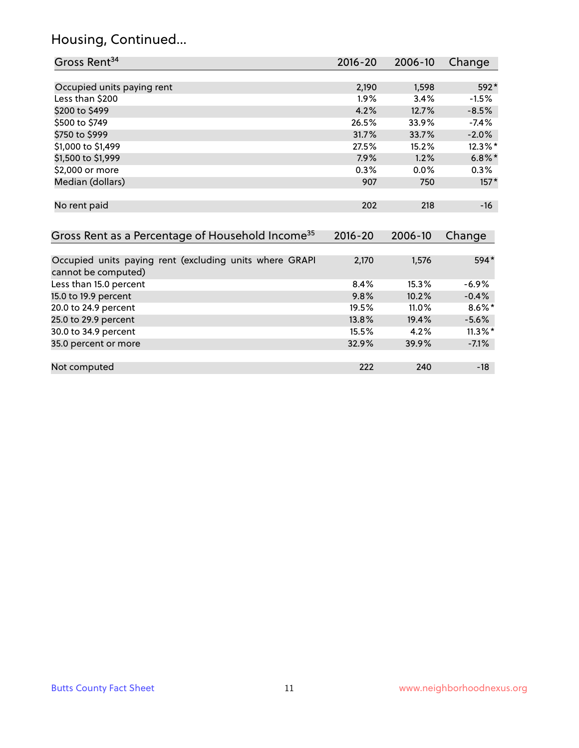## Housing, Continued...

| Gross Rent[34] | 2016-20 | 2006-10 | Change |
|---|---|---|---|
| Occupied units paying rent | 2,190 | 1,598 | 592* |
| Less than $200 | 1.9% | 3.4% | -1.5% |
| $200 to $499 | 4.2% | 12.7% | -8.5% |
| $500 to $749 | 26.5% | 33.9% | -7.4% |
| $750 to $999 | 31.7% | 33.7% | -2.0% |
| $1,000 to $1,499 | 27.5% | 15.2% | 12.3%* |
| $1,500 to $1,999 | 7.9% | 1.2% | 6.8%* |
| $2,000 or more | 0.3% | 0.0% | 0.3% |
| Median (dollars) | 907 | 750 | 157* |
| No rent paid | 202 | 218 | -16 |

| Gross Rent as a Percentage of Household Income[35] | 2016-20 | 2006-10 | Change |
|---|---|---|---|
| Occupied units paying rent (excluding units where GRAPI cannot be computed) | 2,170 | 1,576 | 594* |
| Less than 15.0 percent | 8.4% | 15.3% | -6.9% |
| 15.0 to 19.9 percent | 9.8% | 10.2% | -0.4% |
| 20.0 to 24.9 percent | 19.5% | 11.0% | 8.6%* |
| 25.0 to 29.9 percent | 13.8% | 19.4% | -5.6% |
| 30.0 to 34.9 percent | 15.5% | 4.2% | 11.3%* |
| 35.0 percent or more | 32.9% | 39.9% | -7.1% |
| Not computed | 222 | 240 | -18 |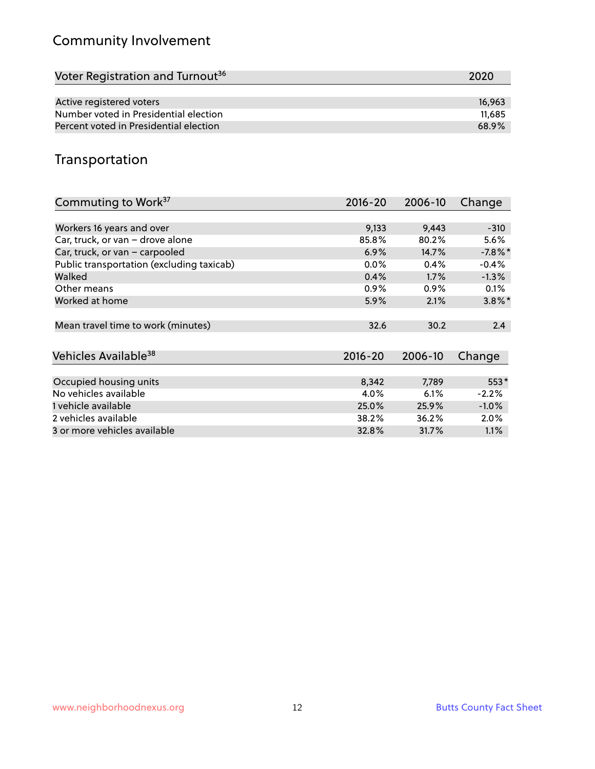## Community Involvement

| Voter Registration and Turnout[36] | 2020 |
|---|---|
| Active registered voters | 16,963 |
| Number voted in Presidential election | 11,685 |
| Percent voted in Presidential election | 68.9% |

## Transportation

| Commuting to Work[37] | 2016-20 | 2006-10 | Change |
|---|---|---|---|
| Workers 16 years and over | 9,133 | 9,443 | -310 |
| Car, truck, or van – drove alone | 85.8% | 80.2% | 5.6% |
| Car, truck, or van – carpooled | 6.9% | 14.7% | -7.8%* |
| Public transportation (excluding taxicab) | 0.0% | 0.4% | -0.4% |
| Walked | 0.4% | 1.7% | -1.3% |
| Other means | 0.9% | 0.9% | 0.1% |
| Worked at home | 5.9% | 2.1% | 3.8%* |
| Mean travel time to work (minutes) | 32.6 | 30.2 | 2.4 |

| Vehicles Available[38] | 2016-20 | 2006-10 | Change |
|---|---|---|---|
| Occupied housing units | 8,342 | 7,789 | 553* |
| No vehicles available | 4.0% | 6.1% | -2.2% |
| 1 vehicle available | 25.0% | 25.9% | -1.0% |
| 2 vehicles available | 38.2% | 36.2% | 2.0% |
| 3 or more vehicles available | 32.8% | 31.7% | 1.1% |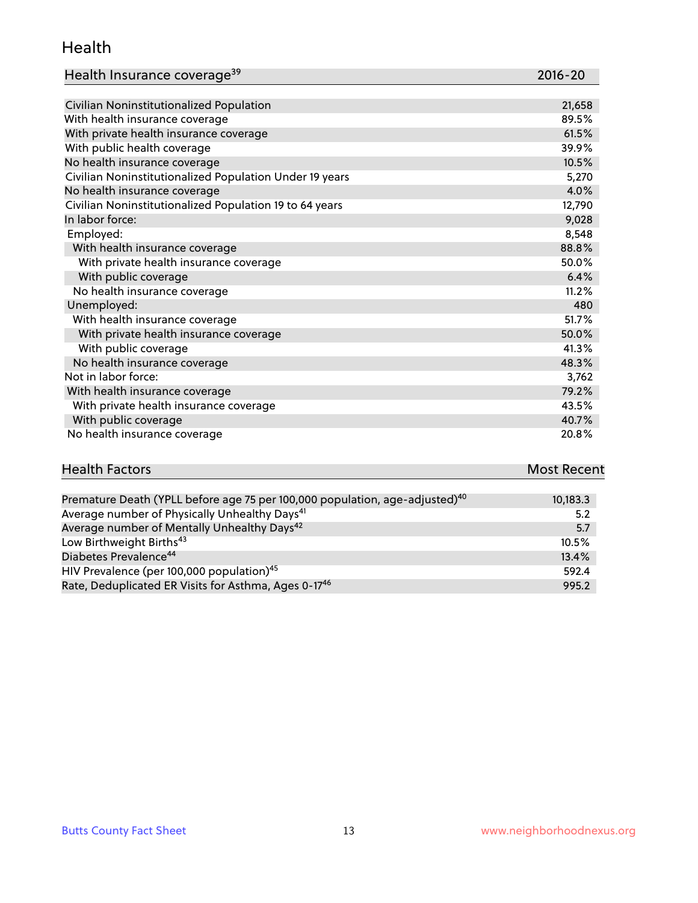## Health

| Health Insurance coverage[39] | 2016-20 |
| --- | --- |
| Civilian Noninstitutionalized Population | 21,658 |
| With health insurance coverage | 89.5% |
| With private health insurance coverage | 61.5% |
| With public health coverage | 39.9% |
| No health insurance coverage | 10.5% |
| Civilian Noninstitutionalized Population Under 19 years | 5,270 |
| No health insurance coverage | 4.0% |
| Civilian Noninstitutionalized Population 19 to 64 years | 12,790 |
| In labor force: | 9,028 |
| Employed: | 8,548 |
| With health insurance coverage | 88.8% |
| With private health insurance coverage | 50.0% |
| With public coverage | 6.4% |
| No health insurance coverage | 11.2% |
| Unemployed: | 480 |
| With health insurance coverage | 51.7% |
| With private health insurance coverage | 50.0% |
| With public coverage | 41.3% |
| No health insurance coverage | 48.3% |
| Not in labor force: | 3,762 |
| With health insurance coverage | 79.2% |
| With private health insurance coverage | 43.5% |
| With public coverage | 40.7% |
| No health insurance coverage | 20.8% |

| Health Factors | Most Recent |
| --- | --- |
| Premature Death (YPLL before age 75 per 100,000 population, age-adjusted)[40] | 10,183.3 |
| Average number of Physically Unhealthy Days[41] | 5.2 |
| Average number of Mentally Unhealthy Days[42] | 5.7 |
| Low Birthweight Births[43] | 10.5% |
| Diabetes Prevalence[44] | 13.4% |
| HIV Prevalence (per 100,000 population)[45] | 592.4 |
| Rate, Deduplicated ER Visits for Asthma, Ages 0-17[46] | 995.2 |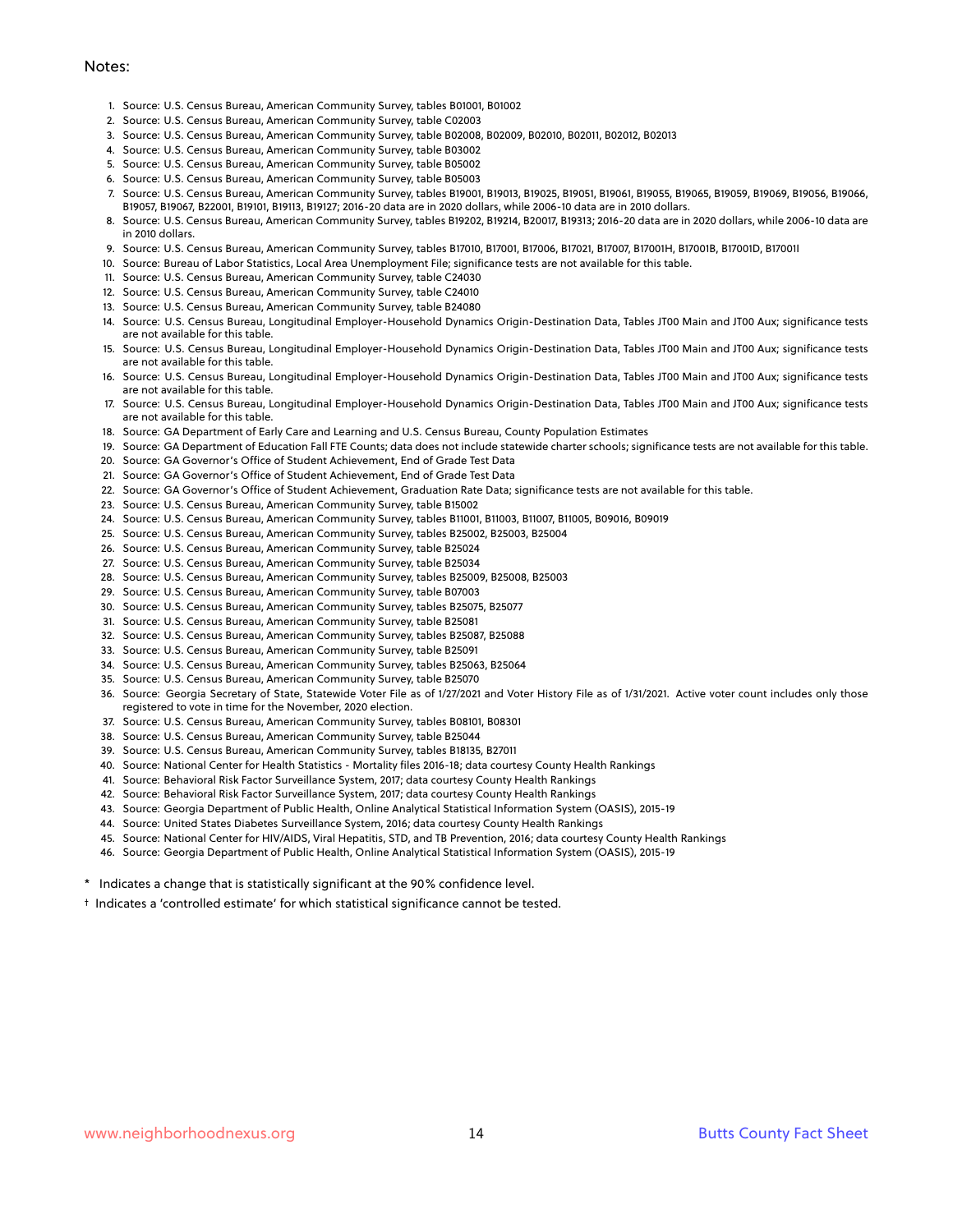Notes:

1. Source: U.S. Census Bureau, American Community Survey, tables B01001, B01002
2. Source: U.S. Census Bureau, American Community Survey, table C02003
3. Source: U.S. Census Bureau, American Community Survey, table B02008, B02009, B02010, B02011, B02012, B02013
4. Source: U.S. Census Bureau, American Community Survey, table B03002
5. Source: U.S. Census Bureau, American Community Survey, table B05002
6. Source: U.S. Census Bureau, American Community Survey, table B05003
7. Source: U.S. Census Bureau, American Community Survey, tables B19001, B19013, B19025, B19051, B19061, B19055, B19065, B19059, B19069, B19056, B19066, B19057, B19067, B22001, B19101, B19113, B19127; 2016-20 data are in 2020 dollars, while 2006-10 data are in 2010 dollars.
8. Source: U.S. Census Bureau, American Community Survey, tables B19202, B19214, B20017, B19313; 2016-20 data are in 2020 dollars, while 2006-10 data are in 2010 dollars.
9. Source: U.S. Census Bureau, American Community Survey, tables B17010, B17001, B17006, B17021, B17007, B17001H, B17001B, B17001D, B17001I
10. Source: Bureau of Labor Statistics, Local Area Unemployment File; significance tests are not available for this table.
11. Source: U.S. Census Bureau, American Community Survey, table C24030
12. Source: U.S. Census Bureau, American Community Survey, table C24010
13. Source: U.S. Census Bureau, American Community Survey, table B24080
14. Source: U.S. Census Bureau, Longitudinal Employer-Household Dynamics Origin-Destination Data, Tables JT00 Main and JT00 Aux; significance tests are not available for this table.
15. Source: U.S. Census Bureau, Longitudinal Employer-Household Dynamics Origin-Destination Data, Tables JT00 Main and JT00 Aux; significance tests are not available for this table.
16. Source: U.S. Census Bureau, Longitudinal Employer-Household Dynamics Origin-Destination Data, Tables JT00 Main and JT00 Aux; significance tests are not available for this table.
17. Source: U.S. Census Bureau, Longitudinal Employer-Household Dynamics Origin-Destination Data, Tables JT00 Main and JT00 Aux; significance tests are not available for this table.
18. Source: GA Department of Early Care and Learning and U.S. Census Bureau, County Population Estimates
19. Source: GA Department of Education Fall FTE Counts; data does not include statewide charter schools; significance tests are not available for this table.
20. Source: GA Governor's Office of Student Achievement, End of Grade Test Data
21. Source: GA Governor's Office of Student Achievement, End of Grade Test Data
22. Source: GA Governor's Office of Student Achievement, Graduation Rate Data; significance tests are not available for this table.
23. Source: U.S. Census Bureau, American Community Survey, table B15002
24. Source: U.S. Census Bureau, American Community Survey, tables B11001, B11003, B11007, B11005, B09016, B09019
25. Source: U.S. Census Bureau, American Community Survey, tables B25002, B25003, B25004
26. Source: U.S. Census Bureau, American Community Survey, table B25024
27. Source: U.S. Census Bureau, American Community Survey, table B25034
28. Source: U.S. Census Bureau, American Community Survey, tables B25009, B25008, B25003
29. Source: U.S. Census Bureau, American Community Survey, table B07003
30. Source: U.S. Census Bureau, American Community Survey, tables B25075, B25077
31. Source: U.S. Census Bureau, American Community Survey, table B25081
32. Source: U.S. Census Bureau, American Community Survey, tables B25087, B25088
33. Source: U.S. Census Bureau, American Community Survey, table B25091
34. Source: U.S. Census Bureau, American Community Survey, tables B25063, B25064
35. Source: U.S. Census Bureau, American Community Survey, table B25070
36. Source: Georgia Secretary of State, Statewide Voter File as of 1/27/2021 and Voter History File as of 1/31/2021. Active voter count includes only those registered to vote in time for the November, 2020 election.
37. Source: U.S. Census Bureau, American Community Survey, tables B08101, B08301
38. Source: U.S. Census Bureau, American Community Survey, table B25044
39. Source: U.S. Census Bureau, American Community Survey, tables B18135, B27011
40. Source: National Center for Health Statistics - Mortality files 2016-18; data courtesy County Health Rankings
41. Source: Behavioral Risk Factor Surveillance System, 2017; data courtesy County Health Rankings
42. Source: Behavioral Risk Factor Surveillance System, 2017; data courtesy County Health Rankings
43. Source: Georgia Department of Public Health, Online Analytical Statistical Information System (OASIS), 2015-19
44. Source: United States Diabetes Surveillance System, 2016; data courtesy County Health Rankings
45. Source: National Center for HIV/AIDS, Viral Hepatitis, STD, and TB Prevention, 2016; data courtesy County Health Rankings
46. Source: Georgia Department of Public Health, Online Analytical Statistical Information System (OASIS), 2015-19

\* Indicates a change that is statistically significant at the 90% confidence level.

† Indicates a 'controlled estimate' for which statistical significance cannot be tested.